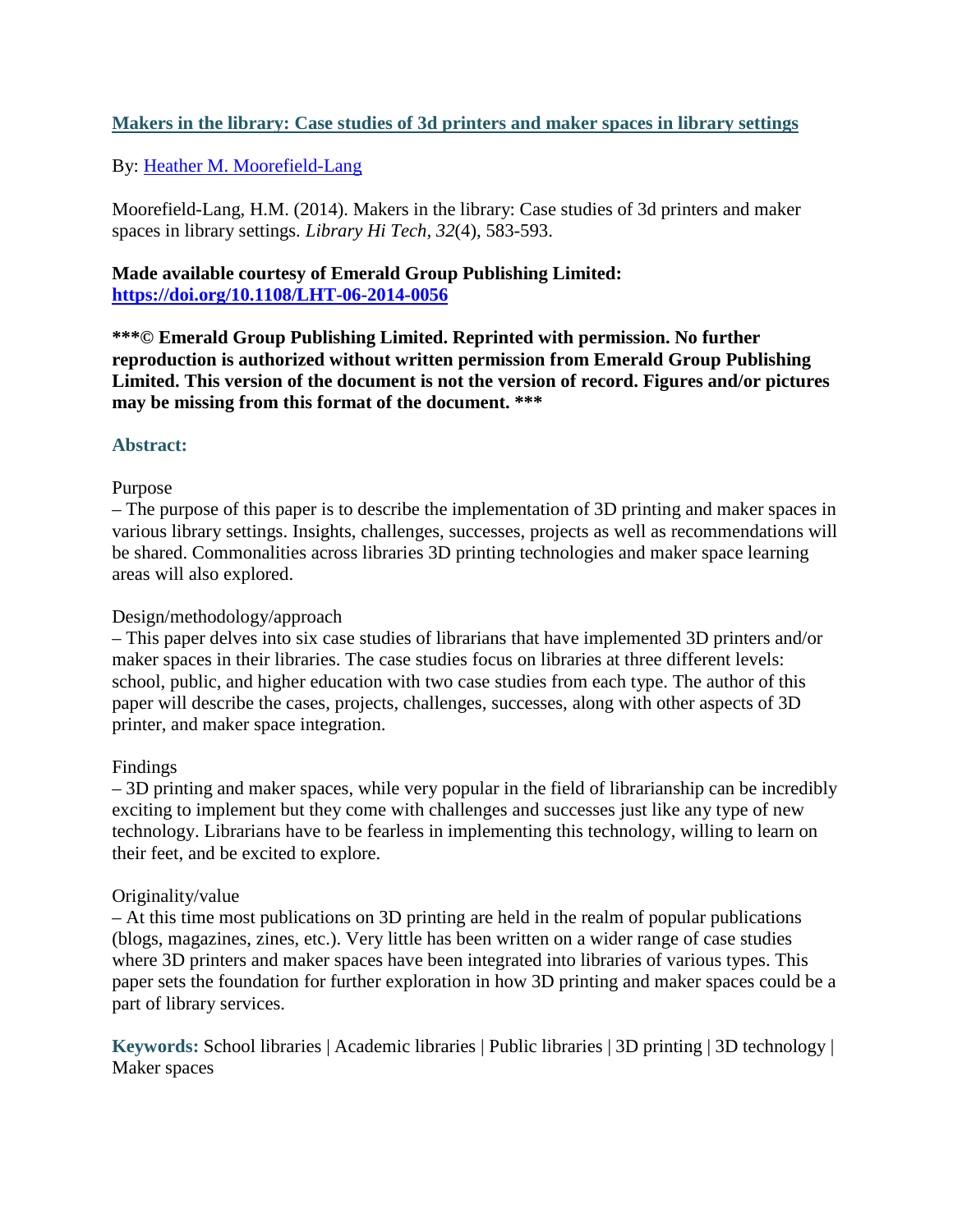# [Makers in the library: Case studies of 3d printers and maker spaces in library settings](https://doi.org/10.1108/LHT-06-2014-0056)

By: [Heather M. Moorefield-Lang](https://libres.uncg.edu/ir/uncg/clist.aspx?id=8830)

Moorefield-Lang, H.M. (2014). Makers in the library: Case studies of 3d printers and maker spaces in library settings. *Library Hi Tech, 32*(4), 583-593.

**Made available courtesy of Emerald Group Publishing Limited: [https://doi.org/10.1108/LHT-06-2014-0056](https://doi.org/10.1108/LHT-06-2014-0056)**

**\*\*\*© Emerald Group Publishing Limited. Reprinted with permission. No further reproduction is authorized without written permission from Emerald Group Publishing Limited. This version of the document is not the version of record. Figures and/or pictures may be missing from this format of the document. \*\*\***

## Abstract:

Purpose
– The purpose of this paper is to describe the implementation of 3D printing and maker spaces in various library settings. Insights, challenges, successes, projects as well as recommendations will be shared. Commonalities across libraries 3D printing technologies and maker space learning areas will also explored.

Design/methodology/approach
– This paper delves into six case studies of librarians that have implemented 3D printers and/or maker spaces in their libraries. The case studies focus on libraries at three different levels: school, public, and higher education with two case studies from each type. The author of this paper will describe the cases, projects, challenges, successes, along with other aspects of 3D printer, and maker space integration.

Findings
– 3D printing and maker spaces, while very popular in the field of librarianship can be incredibly exciting to implement but they come with challenges and successes just like any type of new technology. Librarians have to be fearless in implementing this technology, willing to learn on their feet, and be excited to explore.

Originality/value
– At this time most publications on 3D printing are held in the realm of popular publications (blogs, magazines, zines, etc.). Very little has been written on a wider range of case studies where 3D printers and maker spaces have been integrated into libraries of various types. This paper sets the foundation for further exploration in how 3D printing and maker spaces could be a part of library services.

**Keywords:** School libraries | Academic libraries | Public libraries | 3D printing | 3D technology | Maker spaces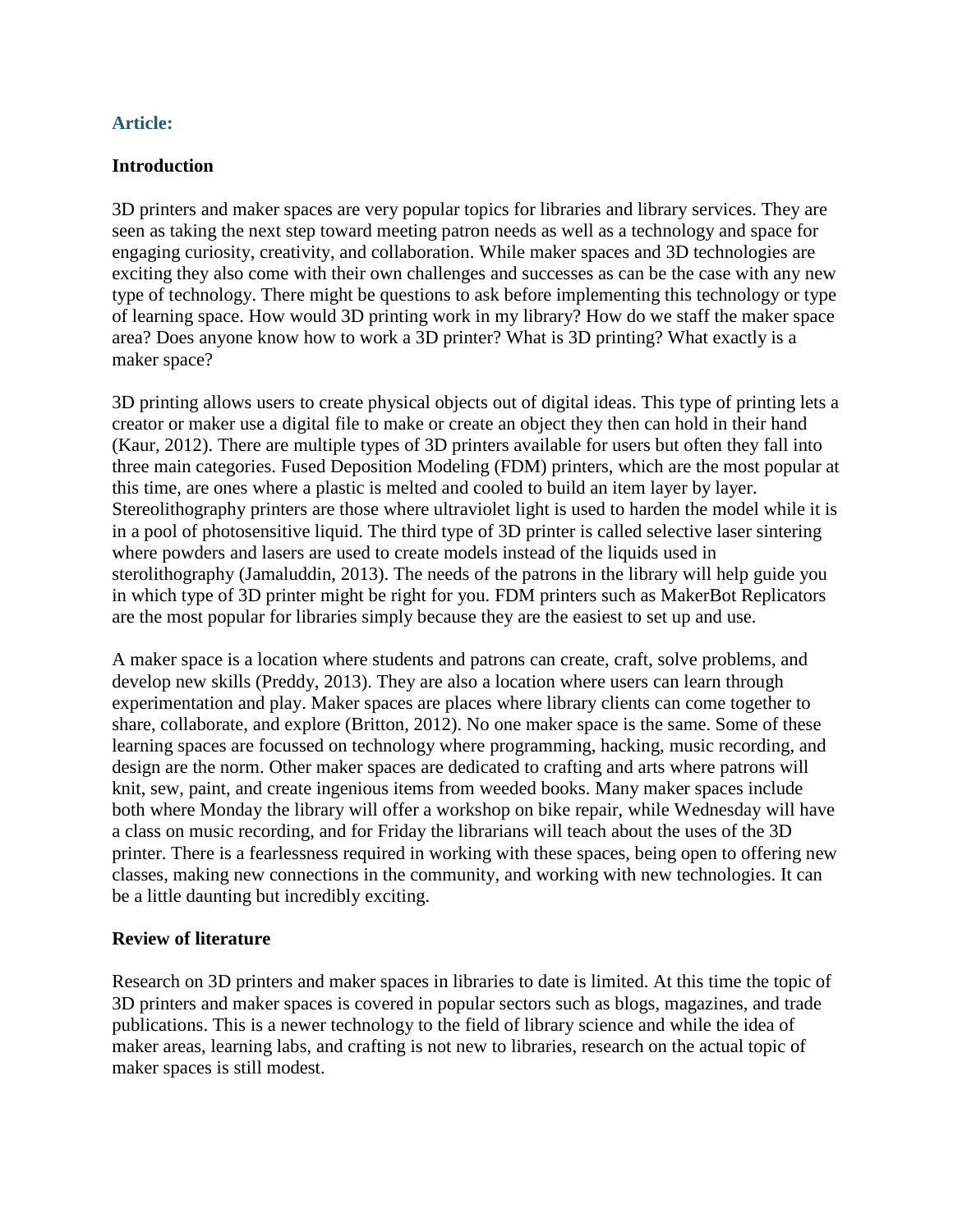**Article:**

**Introduction**

3D printers and maker spaces are very popular topics for libraries and library services. They are seen as taking the next step toward meeting patron needs as well as a technology and space for engaging curiosity, creativity, and collaboration. While maker spaces and 3D technologies are exciting they also come with their own challenges and successes as can be the case with any new type of technology. There might be questions to ask before implementing this technology or type of learning space. How would 3D printing work in my library? How do we staff the maker space area? Does anyone know how to work a 3D printer? What is 3D printing? What exactly is a maker space?

3D printing allows users to create physical objects out of digital ideas. This type of printing lets a creator or maker use a digital file to make or create an object they then can hold in their hand (Kaur, 2012). There are multiple types of 3D printers available for users but often they fall into three main categories. Fused Deposition Modeling (FDM) printers, which are the most popular at this time, are ones where a plastic is melted and cooled to build an item layer by layer. Stereolithography printers are those where ultraviolet light is used to harden the model while it is in a pool of photosensitive liquid. The third type of 3D printer is called selective laser sintering where powders and lasers are used to create models instead of the liquids used in sterolithography (Jamaluddin, 2013). The needs of the patrons in the library will help guide you in which type of 3D printer might be right for you. FDM printers such as MakerBot Replicators are the most popular for libraries simply because they are the easiest to set up and use.

A maker space is a location where students and patrons can create, craft, solve problems, and develop new skills (Preddy, 2013). They are also a location where users can learn through experimentation and play. Maker spaces are places where library clients can come together to share, collaborate, and explore (Britton, 2012). No one maker space is the same. Some of these learning spaces are focussed on technology where programming, hacking, music recording, and design are the norm. Other maker spaces are dedicated to crafting and arts where patrons will knit, sew, paint, and create ingenious items from weeded books. Many maker spaces include both where Monday the library will offer a workshop on bike repair, while Wednesday will have a class on music recording, and for Friday the librarians will teach about the uses of the 3D printer. There is a fearlessness required in working with these spaces, being open to offering new classes, making new connections in the community, and working with new technologies. It can be a little daunting but incredibly exciting.

**Review of literature**

Research on 3D printers and maker spaces in libraries to date is limited. At this time the topic of 3D printers and maker spaces is covered in popular sectors such as blogs, magazines, and trade publications. This is a newer technology to the field of library science and while the idea of maker areas, learning labs, and crafting is not new to libraries, research on the actual topic of maker spaces is still modest.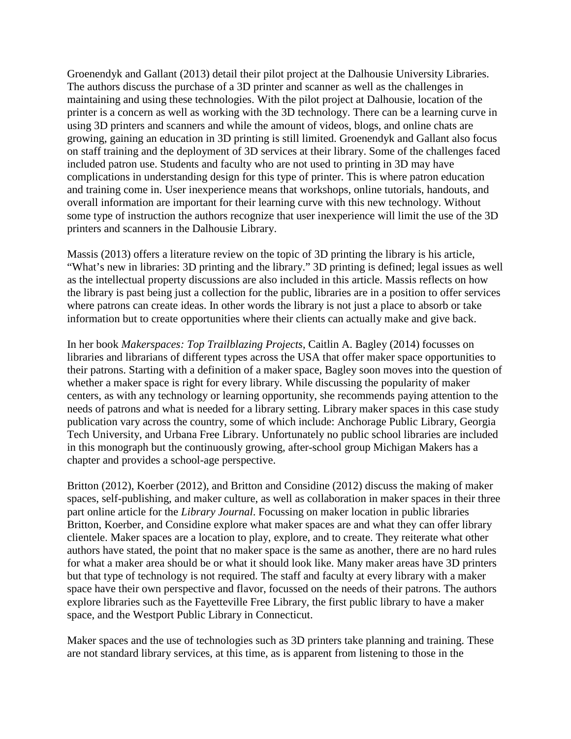Groenendyk and Gallant (2013) detail their pilot project at the Dalhousie University Libraries. The authors discuss the purchase of a 3D printer and scanner as well as the challenges in maintaining and using these technologies. With the pilot project at Dalhousie, location of the printer is a concern as well as working with the 3D technology. There can be a learning curve in using 3D printers and scanners and while the amount of videos, blogs, and online chats are growing, gaining an education in 3D printing is still limited. Groenendyk and Gallant also focus on staff training and the deployment of 3D services at their library. Some of the challenges faced included patron use. Students and faculty who are not used to printing in 3D may have complications in understanding design for this type of printer. This is where patron education and training come in. User inexperience means that workshops, online tutorials, handouts, and overall information are important for their learning curve with this new technology. Without some type of instruction the authors recognize that user inexperience will limit the use of the 3D printers and scanners in the Dalhousie Library.

Massis (2013) offers a literature review on the topic of 3D printing the library is his article, "What's new in libraries: 3D printing and the library." 3D printing is defined; legal issues as well as the intellectual property discussions are also included in this article. Massis reflects on how the library is past being just a collection for the public, libraries are in a position to offer services where patrons can create ideas. In other words the library is not just a place to absorb or take information but to create opportunities where their clients can actually make and give back.

In her book *Makerspaces: Top Trailblazing Projects*, Caitlin A. Bagley (2014) focusses on libraries and librarians of different types across the USA that offer maker space opportunities to their patrons. Starting with a definition of a maker space, Bagley soon moves into the question of whether a maker space is right for every library. While discussing the popularity of maker centers, as with any technology or learning opportunity, she recommends paying attention to the needs of patrons and what is needed for a library setting. Library maker spaces in this case study publication vary across the country, some of which include: Anchorage Public Library, Georgia Tech University, and Urbana Free Library. Unfortunately no public school libraries are included in this monograph but the continuously growing, after-school group Michigan Makers has a chapter and provides a school-age perspective.

Britton (2012), Koerber (2012), and Britton and Considine (2012) discuss the making of maker spaces, self-publishing, and maker culture, as well as collaboration in maker spaces in their three part online article for the *Library Journal*. Focussing on maker location in public libraries Britton, Koerber, and Considine explore what maker spaces are and what they can offer library clientele. Maker spaces are a location to play, explore, and to create. They reiterate what other authors have stated, the point that no maker space is the same as another, there are no hard rules for what a maker area should be or what it should look like. Many maker areas have 3D printers but that type of technology is not required. The staff and faculty at every library with a maker space have their own perspective and flavor, focussed on the needs of their patrons. The authors explore libraries such as the Fayetteville Free Library, the first public library to have a maker space, and the Westport Public Library in Connecticut.

Maker spaces and the use of technologies such as 3D printers take planning and training. These are not standard library services, at this time, as is apparent from listening to those in the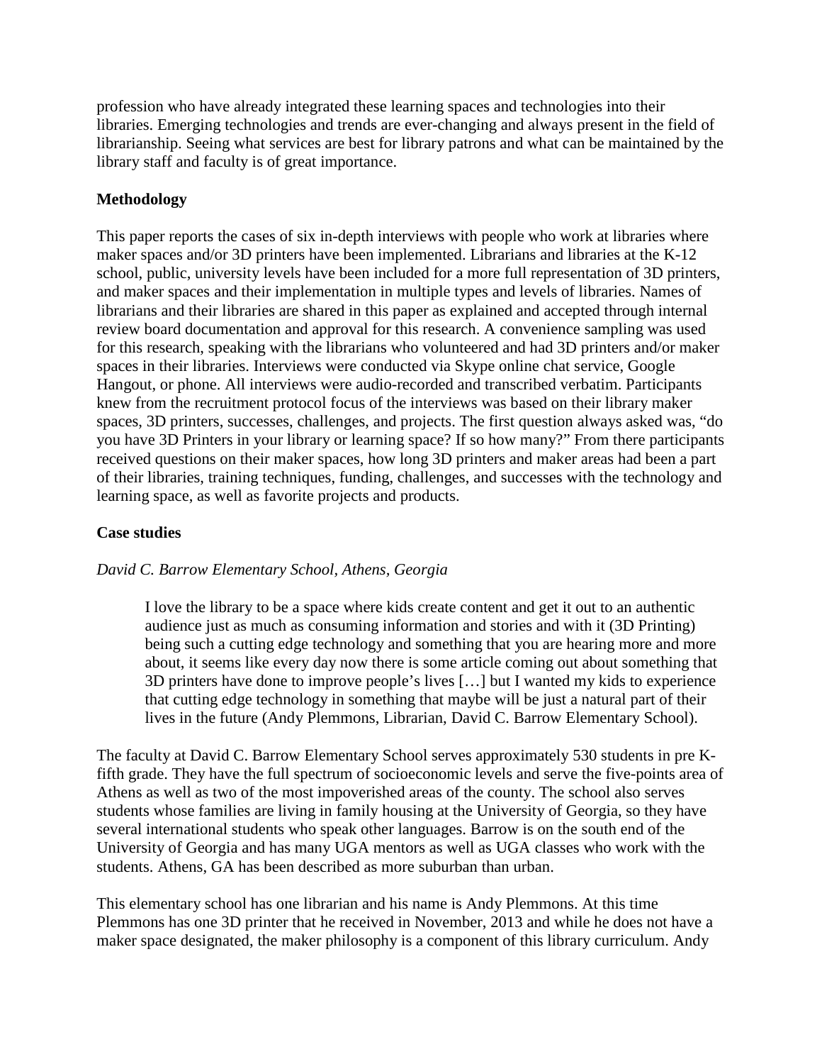profession who have already integrated these learning spaces and technologies into their libraries. Emerging technologies and trends are ever-changing and always present in the field of librarianship. Seeing what services are best for library patrons and what can be maintained by the library staff and faculty is of great importance.

**Methodology**

This paper reports the cases of six in-depth interviews with people who work at libraries where maker spaces and/or 3D printers have been implemented. Librarians and libraries at the K-12 school, public, university levels have been included for a more full representation of 3D printers, and maker spaces and their implementation in multiple types and levels of libraries. Names of librarians and their libraries are shared in this paper as explained and accepted through internal review board documentation and approval for this research. A convenience sampling was used for this research, speaking with the librarians who volunteered and had 3D printers and/or maker spaces in their libraries. Interviews were conducted via Skype online chat service, Google Hangout, or phone. All interviews were audio-recorded and transcribed verbatim. Participants knew from the recruitment protocol focus of the interviews was based on their library maker spaces, 3D printers, successes, challenges, and projects. The first question always asked was, "do you have 3D Printers in your library or learning space? If so how many?" From there participants received questions on their maker spaces, how long 3D printers and maker areas had been a part of their libraries, training techniques, funding, challenges, and successes with the technology and learning space, as well as favorite projects and products.

**Case studies**

*David C. Barrow Elementary School, Athens, Georgia*

> I love the library to be a space where kids create content and get it out to an authentic audience just as much as consuming information and stories and with it (3D Printing) being such a cutting edge technology and something that you are hearing more and more about, it seems like every day now there is some article coming out about something that 3D printers have done to improve people's lives […] but I wanted my kids to experience that cutting edge technology in something that maybe will be just a natural part of their lives in the future (Andy Plemmons, Librarian, David C. Barrow Elementary School).

The faculty at David C. Barrow Elementary School serves approximately 530 students in pre K-fifth grade. They have the full spectrum of socioeconomic levels and serve the five-points area of Athens as well as two of the most impoverished areas of the county. The school also serves students whose families are living in family housing at the University of Georgia, so they have several international students who speak other languages. Barrow is on the south end of the University of Georgia and has many UGA mentors as well as UGA classes who work with the students. Athens, GA has been described as more suburban than urban.

This elementary school has one librarian and his name is Andy Plemmons. At this time Plemmons has one 3D printer that he received in November, 2013 and while he does not have a maker space designated, the maker philosophy is a component of this library curriculum. Andy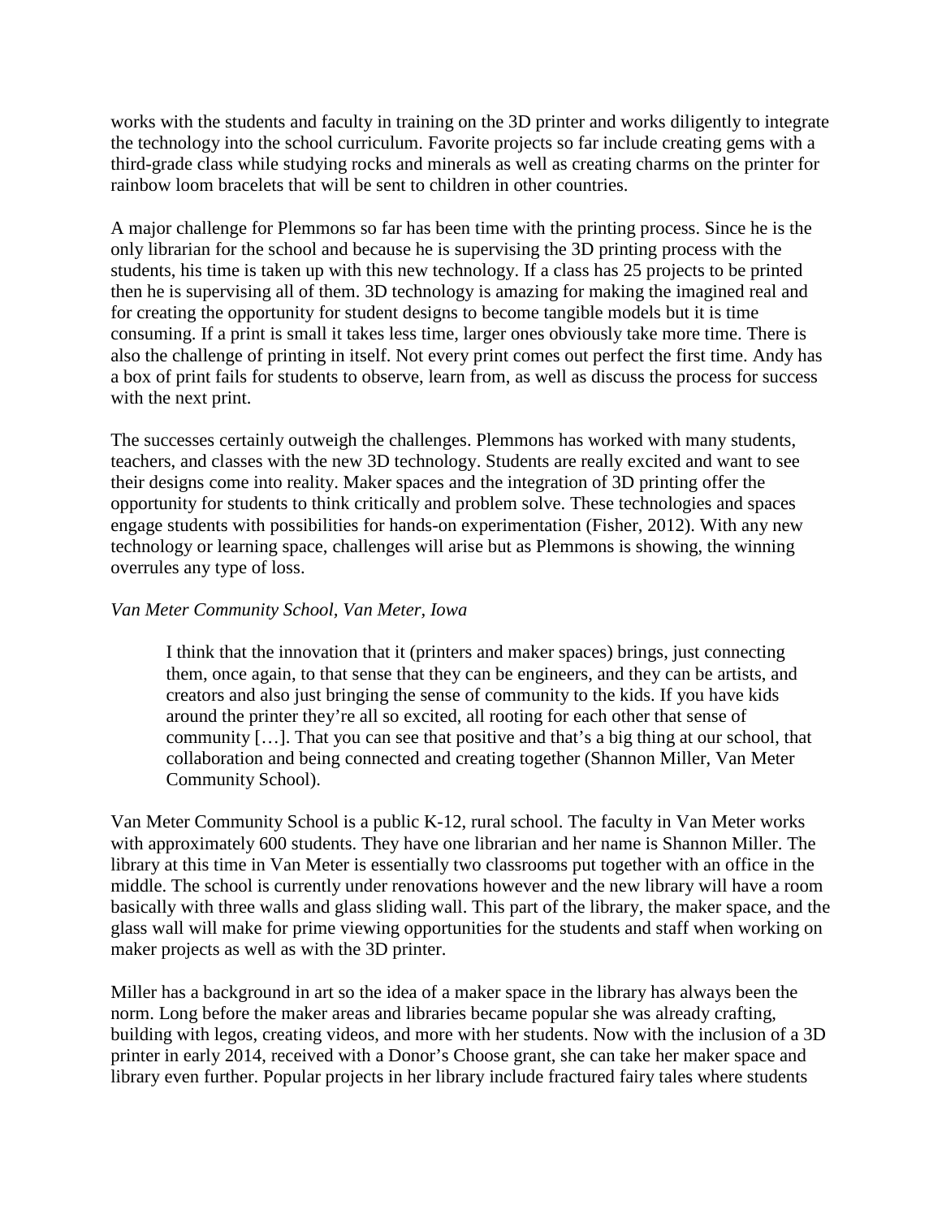works with the students and faculty in training on the 3D printer and works diligently to integrate the technology into the school curriculum. Favorite projects so far include creating gems with a third-grade class while studying rocks and minerals as well as creating charms on the printer for rainbow loom bracelets that will be sent to children in other countries.

A major challenge for Plemmons so far has been time with the printing process. Since he is the only librarian for the school and because he is supervising the 3D printing process with the students, his time is taken up with this new technology. If a class has 25 projects to be printed then he is supervising all of them. 3D technology is amazing for making the imagined real and for creating the opportunity for student designs to become tangible models but it is time consuming. If a print is small it takes less time, larger ones obviously take more time. There is also the challenge of printing in itself. Not every print comes out perfect the first time. Andy has a box of print fails for students to observe, learn from, as well as discuss the process for success with the next print.

The successes certainly outweigh the challenges. Plemmons has worked with many students, teachers, and classes with the new 3D technology. Students are really excited and want to see their designs come into reality. Maker spaces and the integration of 3D printing offer the opportunity for students to think critically and problem solve. These technologies and spaces engage students with possibilities for hands-on experimentation (Fisher, 2012). With any new technology or learning space, challenges will arise but as Plemmons is showing, the winning overrules any type of loss.

*Van Meter Community School, Van Meter, Iowa*

> I think that the innovation that it (printers and maker spaces) brings, just connecting them, once again, to that sense that they can be engineers, and they can be artists, and creators and also just bringing the sense of community to the kids. If you have kids around the printer they're all so excited, all rooting for each other that sense of community […]. That you can see that positive and that's a big thing at our school, that collaboration and being connected and creating together (Shannon Miller, Van Meter Community School).

Van Meter Community School is a public K-12, rural school. The faculty in Van Meter works with approximately 600 students. They have one librarian and her name is Shannon Miller. The library at this time in Van Meter is essentially two classrooms put together with an office in the middle. The school is currently under renovations however and the new library will have a room basically with three walls and glass sliding wall. This part of the library, the maker space, and the glass wall will make for prime viewing opportunities for the students and staff when working on maker projects as well as with the 3D printer.

Miller has a background in art so the idea of a maker space in the library has always been the norm. Long before the maker areas and libraries became popular she was already crafting, building with legos, creating videos, and more with her students. Now with the inclusion of a 3D printer in early 2014, received with a Donor's Choose grant, she can take her maker space and library even further. Popular projects in her library include fractured fairy tales where students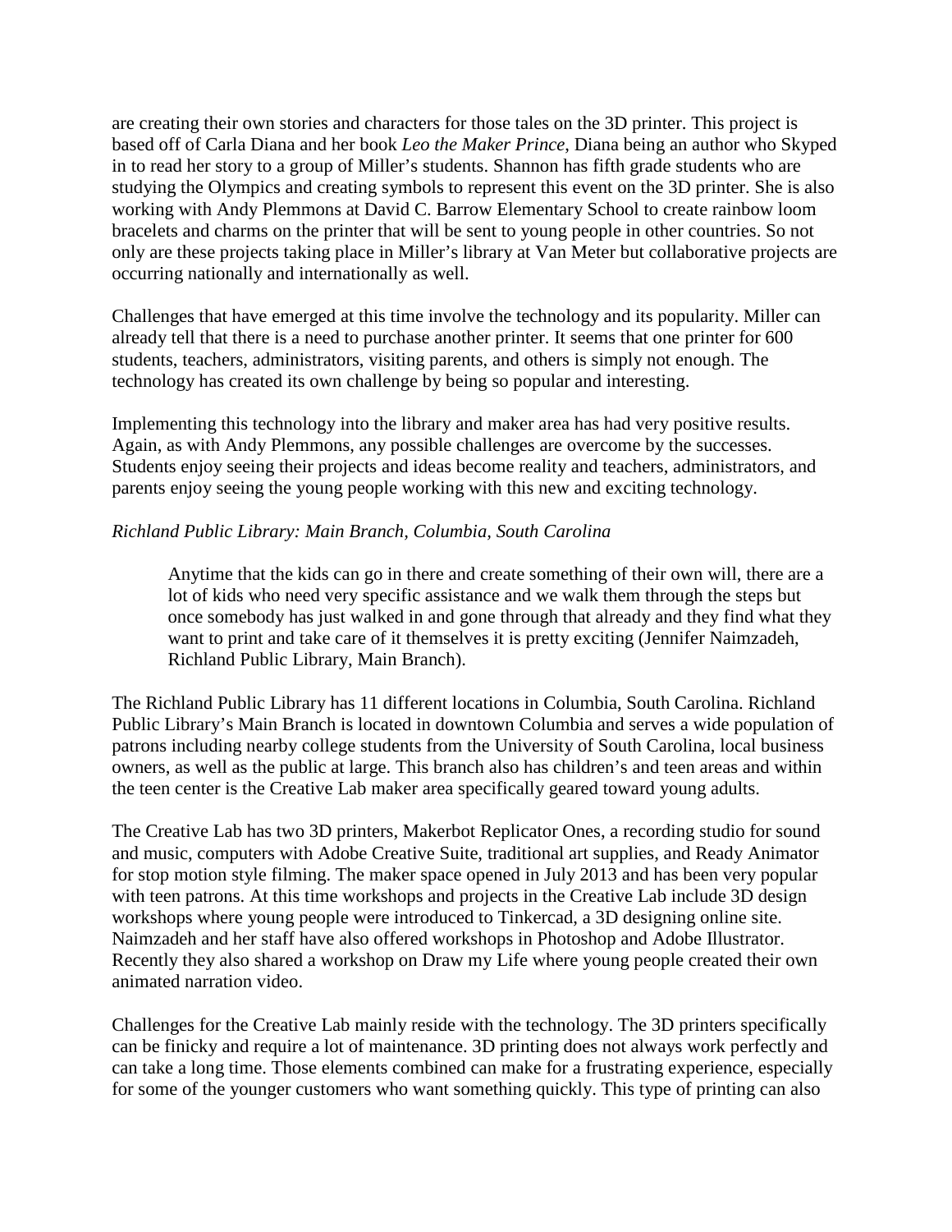are creating their own stories and characters for those tales on the 3D printer. This project is based off of Carla Diana and her book *Leo the Maker Prince*, Diana being an author who Skyped in to read her story to a group of Miller's students. Shannon has fifth grade students who are studying the Olympics and creating symbols to represent this event on the 3D printer. She is also working with Andy Plemmons at David C. Barrow Elementary School to create rainbow loom bracelets and charms on the printer that will be sent to young people in other countries. So not only are these projects taking place in Miller's library at Van Meter but collaborative projects are occurring nationally and internationally as well.

Challenges that have emerged at this time involve the technology and its popularity. Miller can already tell that there is a need to purchase another printer. It seems that one printer for 600 students, teachers, administrators, visiting parents, and others is simply not enough. The technology has created its own challenge by being so popular and interesting.

Implementing this technology into the library and maker area has had very positive results. Again, as with Andy Plemmons, any possible challenges are overcome by the successes. Students enjoy seeing their projects and ideas become reality and teachers, administrators, and parents enjoy seeing the young people working with this new and exciting technology.

*Richland Public Library: Main Branch, Columbia, South Carolina*

> Anytime that the kids can go in there and create something of their own will, there are a lot of kids who need very specific assistance and we walk them through the steps but once somebody has just walked in and gone through that already and they find what they want to print and take care of it themselves it is pretty exciting (Jennifer Naimzadeh, Richland Public Library, Main Branch).

The Richland Public Library has 11 different locations in Columbia, South Carolina. Richland Public Library's Main Branch is located in downtown Columbia and serves a wide population of patrons including nearby college students from the University of South Carolina, local business owners, as well as the public at large. This branch also has children's and teen areas and within the teen center is the Creative Lab maker area specifically geared toward young adults.

The Creative Lab has two 3D printers, Makerbot Replicator Ones, a recording studio for sound and music, computers with Adobe Creative Suite, traditional art supplies, and Ready Animator for stop motion style filming. The maker space opened in July 2013 and has been very popular with teen patrons. At this time workshops and projects in the Creative Lab include 3D design workshops where young people were introduced to Tinkercad, a 3D designing online site. Naimzadeh and her staff have also offered workshops in Photoshop and Adobe Illustrator. Recently they also shared a workshop on Draw my Life where young people created their own animated narration video.

Challenges for the Creative Lab mainly reside with the technology. The 3D printers specifically can be finicky and require a lot of maintenance. 3D printing does not always work perfectly and can take a long time. Those elements combined can make for a frustrating experience, especially for some of the younger customers who want something quickly. This type of printing can also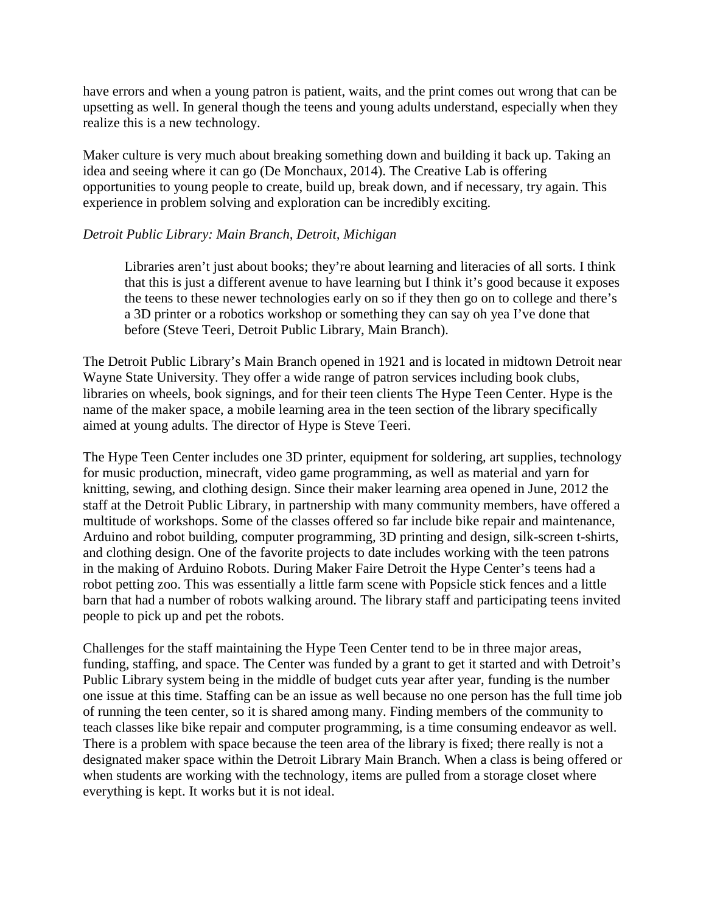have errors and when a young patron is patient, waits, and the print comes out wrong that can be upsetting as well. In general though the teens and young adults understand, especially when they realize this is a new technology.

Maker culture is very much about breaking something down and building it back up. Taking an idea and seeing where it can go (De Monchaux, 2014). The Creative Lab is offering opportunities to young people to create, build up, break down, and if necessary, try again. This experience in problem solving and exploration can be incredibly exciting.

*Detroit Public Library: Main Branch, Detroit, Michigan*

> Libraries aren't just about books; they're about learning and literacies of all sorts. I think that this is just a different avenue to have learning but I think it's good because it exposes the teens to these newer technologies early on so if they then go on to college and there's a 3D printer or a robotics workshop or something they can say oh yea I've done that before (Steve Teeri, Detroit Public Library, Main Branch).

The Detroit Public Library's Main Branch opened in 1921 and is located in midtown Detroit near Wayne State University. They offer a wide range of patron services including book clubs, libraries on wheels, book signings, and for their teen clients The Hype Teen Center. Hype is the name of the maker space, a mobile learning area in the teen section of the library specifically aimed at young adults. The director of Hype is Steve Teeri.

The Hype Teen Center includes one 3D printer, equipment for soldering, art supplies, technology for music production, minecraft, video game programming, as well as material and yarn for knitting, sewing, and clothing design. Since their maker learning area opened in June, 2012 the staff at the Detroit Public Library, in partnership with many community members, have offered a multitude of workshops. Some of the classes offered so far include bike repair and maintenance, Arduino and robot building, computer programming, 3D printing and design, silk-screen t-shirts, and clothing design. One of the favorite projects to date includes working with the teen patrons in the making of Arduino Robots. During Maker Faire Detroit the Hype Center's teens had a robot petting zoo. This was essentially a little farm scene with Popsicle stick fences and a little barn that had a number of robots walking around. The library staff and participating teens invited people to pick up and pet the robots.

Challenges for the staff maintaining the Hype Teen Center tend to be in three major areas, funding, staffing, and space. The Center was funded by a grant to get it started and with Detroit's Public Library system being in the middle of budget cuts year after year, funding is the number one issue at this time. Staffing can be an issue as well because no one person has the full time job of running the teen center, so it is shared among many. Finding members of the community to teach classes like bike repair and computer programming, is a time consuming endeavor as well. There is a problem with space because the teen area of the library is fixed; there really is not a designated maker space within the Detroit Library Main Branch. When a class is being offered or when students are working with the technology, items are pulled from a storage closet where everything is kept. It works but it is not ideal.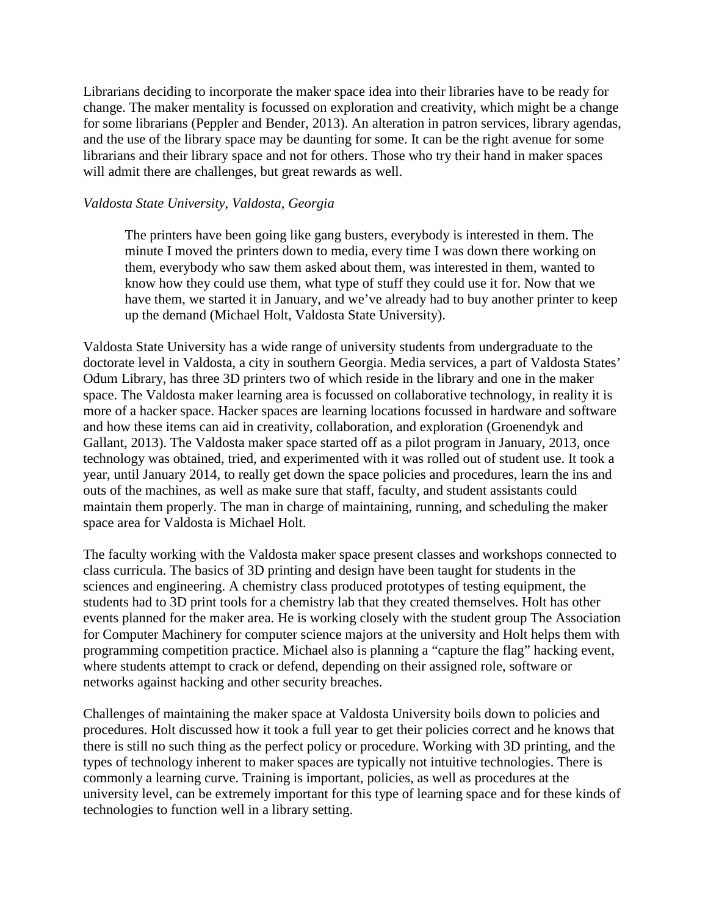Librarians deciding to incorporate the maker space idea into their libraries have to be ready for change. The maker mentality is focussed on exploration and creativity, which might be a change for some librarians (Peppler and Bender, 2013). An alteration in patron services, library agendas, and the use of the library space may be daunting for some. It can be the right avenue for some librarians and their library space and not for others. Those who try their hand in maker spaces will admit there are challenges, but great rewards as well.

*Valdosta State University, Valdosta, Georgia*

> The printers have been going like gang busters, everybody is interested in them. The minute I moved the printers down to media, every time I was down there working on them, everybody who saw them asked about them, was interested in them, wanted to know how they could use them, what type of stuff they could use it for. Now that we have them, we started it in January, and we've already had to buy another printer to keep up the demand (Michael Holt, Valdosta State University).

Valdosta State University has a wide range of university students from undergraduate to the doctorate level in Valdosta, a city in southern Georgia. Media services, a part of Valdosta States' Odum Library, has three 3D printers two of which reside in the library and one in the maker space. The Valdosta maker learning area is focussed on collaborative technology, in reality it is more of a hacker space. Hacker spaces are learning locations focussed in hardware and software and how these items can aid in creativity, collaboration, and exploration (Groenendyk and Gallant, 2013). The Valdosta maker space started off as a pilot program in January, 2013, once technology was obtained, tried, and experimented with it was rolled out of student use. It took a year, until January 2014, to really get down the space policies and procedures, learn the ins and outs of the machines, as well as make sure that staff, faculty, and student assistants could maintain them properly. The man in charge of maintaining, running, and scheduling the maker space area for Valdosta is Michael Holt.

The faculty working with the Valdosta maker space present classes and workshops connected to class curricula. The basics of 3D printing and design have been taught for students in the sciences and engineering. A chemistry class produced prototypes of testing equipment, the students had to 3D print tools for a chemistry lab that they created themselves. Holt has other events planned for the maker area. He is working closely with the student group The Association for Computer Machinery for computer science majors at the university and Holt helps them with programming competition practice. Michael also is planning a "capture the flag" hacking event, where students attempt to crack or defend, depending on their assigned role, software or networks against hacking and other security breaches.

Challenges of maintaining the maker space at Valdosta University boils down to policies and procedures. Holt discussed how it took a full year to get their policies correct and he knows that there is still no such thing as the perfect policy or procedure. Working with 3D printing, and the types of technology inherent to maker spaces are typically not intuitive technologies. There is commonly a learning curve. Training is important, policies, as well as procedures at the university level, can be extremely important for this type of learning space and for these kinds of technologies to function well in a library setting.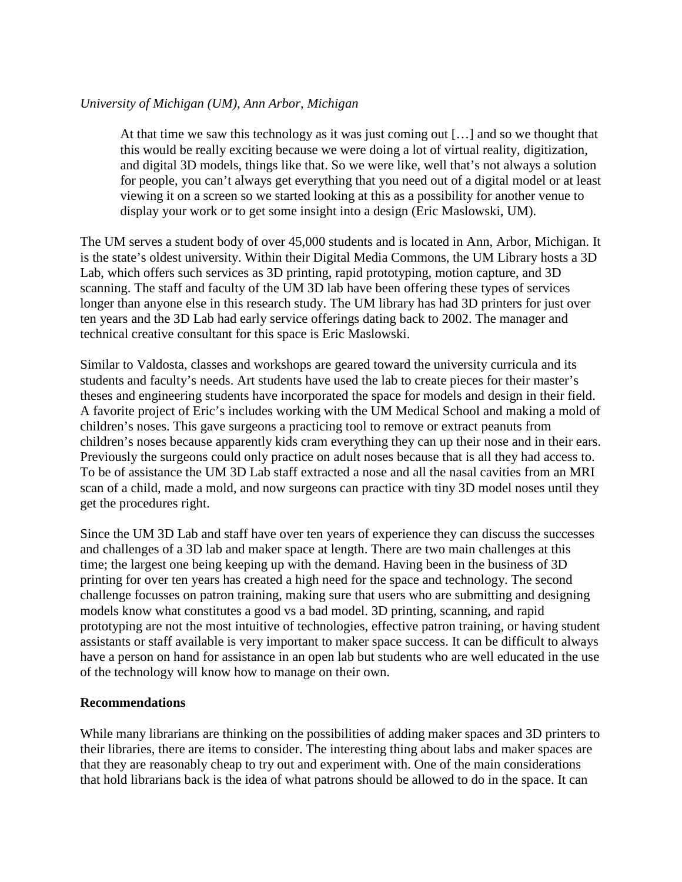*University of Michigan (UM), Ann Arbor, Michigan*

> At that time we saw this technology as it was just coming out […] and so we thought that this would be really exciting because we were doing a lot of virtual reality, digitization, and digital 3D models, things like that. So we were like, well that's not always a solution for people, you can't always get everything that you need out of a digital model or at least viewing it on a screen so we started looking at this as a possibility for another venue to display your work or to get some insight into a design (Eric Maslowski, UM).

The UM serves a student body of over 45,000 students and is located in Ann, Arbor, Michigan. It is the state's oldest university. Within their Digital Media Commons, the UM Library hosts a 3D Lab, which offers such services as 3D printing, rapid prototyping, motion capture, and 3D scanning. The staff and faculty of the UM 3D lab have been offering these types of services longer than anyone else in this research study. The UM library has had 3D printers for just over ten years and the 3D Lab had early service offerings dating back to 2002. The manager and technical creative consultant for this space is Eric Maslowski.

Similar to Valdosta, classes and workshops are geared toward the university curricula and its students and faculty's needs. Art students have used the lab to create pieces for their master's theses and engineering students have incorporated the space for models and design in their field. A favorite project of Eric's includes working with the UM Medical School and making a mold of children's noses. This gave surgeons a practicing tool to remove or extract peanuts from children's noses because apparently kids cram everything they can up their nose and in their ears. Previously the surgeons could only practice on adult noses because that is all they had access to. To be of assistance the UM 3D Lab staff extracted a nose and all the nasal cavities from an MRI scan of a child, made a mold, and now surgeons can practice with tiny 3D model noses until they get the procedures right.

Since the UM 3D Lab and staff have over ten years of experience they can discuss the successes and challenges of a 3D lab and maker space at length. There are two main challenges at this time; the largest one being keeping up with the demand. Having been in the business of 3D printing for over ten years has created a high need for the space and technology. The second challenge focusses on patron training, making sure that users who are submitting and designing models know what constitutes a good vs a bad model. 3D printing, scanning, and rapid prototyping are not the most intuitive of technologies, effective patron training, or having student assistants or staff available is very important to maker space success. It can be difficult to always have a person on hand for assistance in an open lab but students who are well educated in the use of the technology will know how to manage on their own.

## Recommendations

While many librarians are thinking on the possibilities of adding maker spaces and 3D printers to their libraries, there are items to consider. The interesting thing about labs and maker spaces are that they are reasonably cheap to try out and experiment with. One of the main considerations that hold librarians back is the idea of what patrons should be allowed to do in the space. It can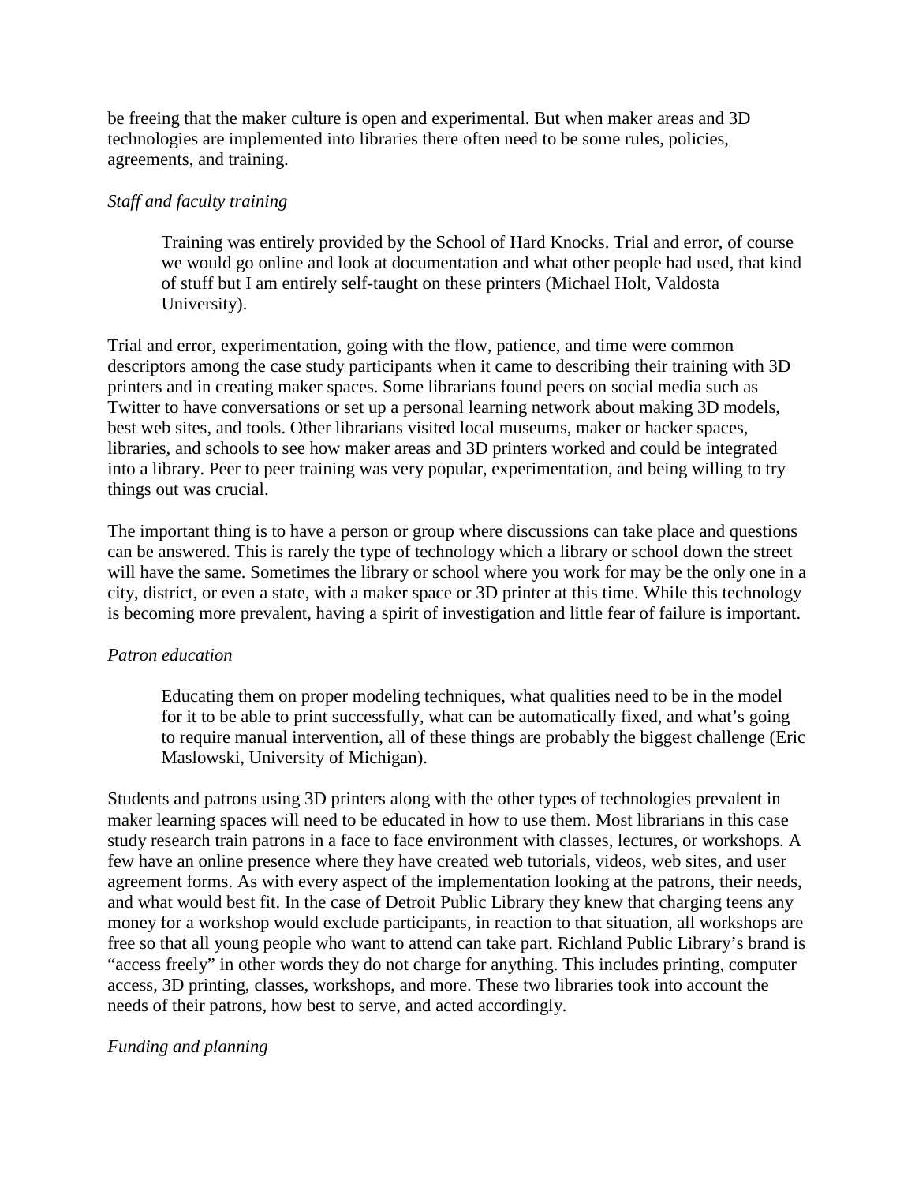be freeing that the maker culture is open and experimental. But when maker areas and 3D technologies are implemented into libraries there often need to be some rules, policies, agreements, and training.

*Staff and faculty training*

> Training was entirely provided by the School of Hard Knocks. Trial and error, of course we would go online and look at documentation and what other people had used, that kind of stuff but I am entirely self-taught on these printers (Michael Holt, Valdosta University).

Trial and error, experimentation, going with the flow, patience, and time were common descriptors among the case study participants when it came to describing their training with 3D printers and in creating maker spaces. Some librarians found peers on social media such as Twitter to have conversations or set up a personal learning network about making 3D models, best web sites, and tools. Other librarians visited local museums, maker or hacker spaces, libraries, and schools to see how maker areas and 3D printers worked and could be integrated into a library. Peer to peer training was very popular, experimentation, and being willing to try things out was crucial.

The important thing is to have a person or group where discussions can take place and questions can be answered. This is rarely the type of technology which a library or school down the street will have the same. Sometimes the library or school where you work for may be the only one in a city, district, or even a state, with a maker space or 3D printer at this time. While this technology is becoming more prevalent, having a spirit of investigation and little fear of failure is important.

*Patron education*

> Educating them on proper modeling techniques, what qualities need to be in the model for it to be able to print successfully, what can be automatically fixed, and what's going to require manual intervention, all of these things are probably the biggest challenge (Eric Maslowski, University of Michigan).

Students and patrons using 3D printers along with the other types of technologies prevalent in maker learning spaces will need to be educated in how to use them. Most librarians in this case study research train patrons in a face to face environment with classes, lectures, or workshops. A few have an online presence where they have created web tutorials, videos, web sites, and user agreement forms. As with every aspect of the implementation looking at the patrons, their needs, and what would best fit. In the case of Detroit Public Library they knew that charging teens any money for a workshop would exclude participants, in reaction to that situation, all workshops are free so that all young people who want to attend can take part. Richland Public Library's brand is "access freely" in other words they do not charge for anything. This includes printing, computer access, 3D printing, classes, workshops, and more. These two libraries took into account the needs of their patrons, how best to serve, and acted accordingly.

*Funding and planning*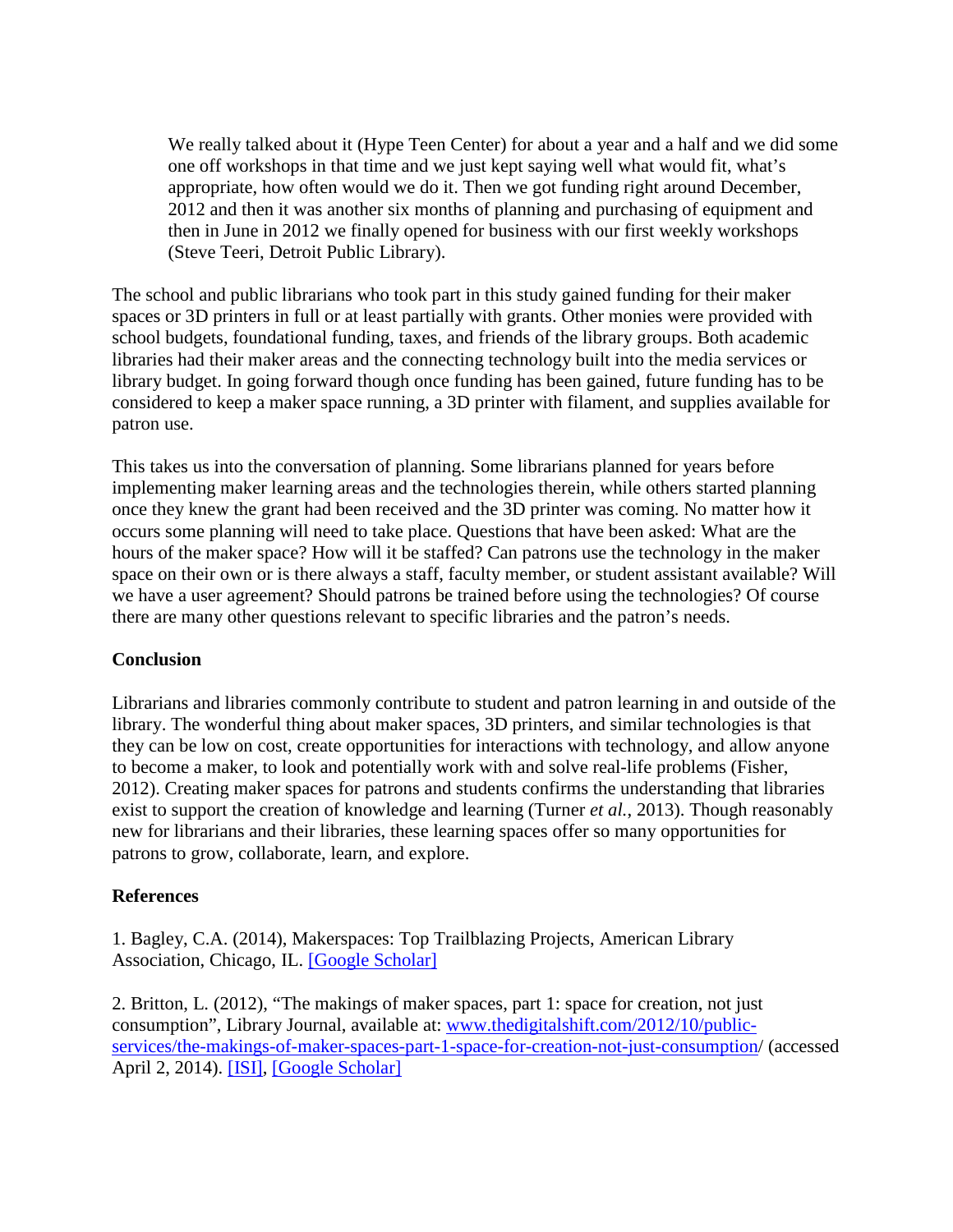> We really talked about it (Hype Teen Center) for about a year and a half and we did some one off workshops in that time and we just kept saying well what would fit, what's appropriate, how often would we do it. Then we got funding right around December, 2012 and then it was another six months of planning and purchasing of equipment and then in June in 2012 we finally opened for business with our first weekly workshops (Steve Teeri, Detroit Public Library).

The school and public librarians who took part in this study gained funding for their maker spaces or 3D printers in full or at least partially with grants. Other monies were provided with school budgets, foundational funding, taxes, and friends of the library groups. Both academic libraries had their maker areas and the connecting technology built into the media services or library budget. In going forward though once funding has been gained, future funding has to be considered to keep a maker space running, a 3D printer with filament, and supplies available for patron use.

This takes us into the conversation of planning. Some librarians planned for years before implementing maker learning areas and the technologies therein, while others started planning once they knew the grant had been received and the 3D printer was coming. No matter how it occurs some planning will need to take place. Questions that have been asked: What are the hours of the maker space? How will it be staffed? Can patrons use the technology in the maker space on their own or is there always a staff, faculty member, or student assistant available? Will we have a user agreement? Should patrons be trained before using the technologies? Of course there are many other questions relevant to specific libraries and the patron's needs.

**Conclusion**

Librarians and libraries commonly contribute to student and patron learning in and outside of the library. The wonderful thing about maker spaces, 3D printers, and similar technologies is that they can be low on cost, create opportunities for interactions with technology, and allow anyone to become a maker, to look and potentially work with and solve real-life problems (Fisher, 2012). Creating maker spaces for patrons and students confirms the understanding that libraries exist to support the creation of knowledge and learning (Turner *et al.*, 2013). Though reasonably new for librarians and their libraries, these learning spaces offer so many opportunities for patrons to grow, collaborate, learn, and explore.

**References**

1. Bagley, C.A. (2014), Makerspaces: Top Trailblazing Projects, American Library Association, Chicago, IL. [Google Scholar]

2. Britton, L. (2012), "The makings of maker spaces, part 1: space for creation, not just consumption", Library Journal, available at: www.thedigitalshift.com/2012/10/public-services/the-makings-of-maker-spaces-part-1-space-for-creation-not-just-consumption/ (accessed April 2, 2014). [ISI], [Google Scholar]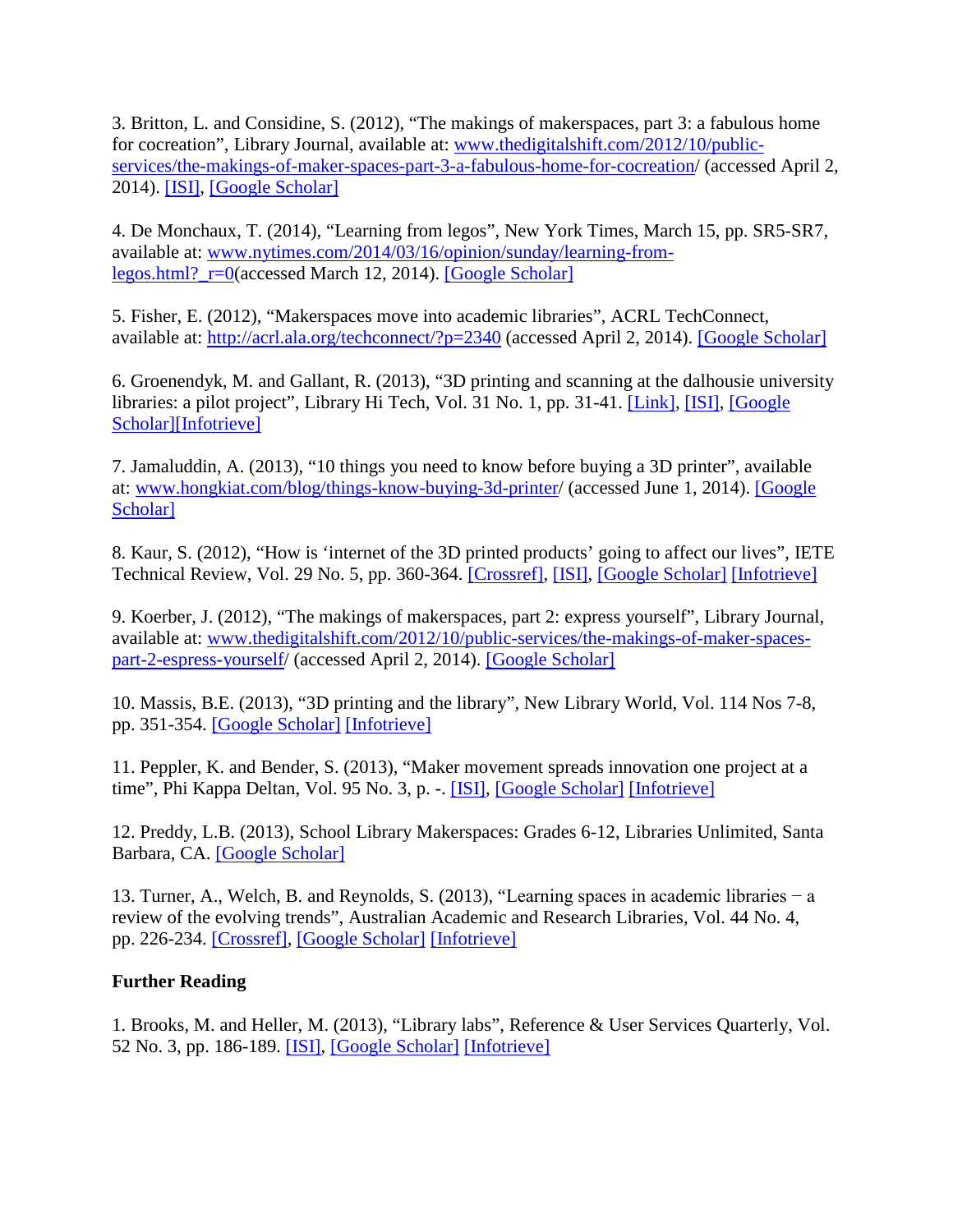3. Britton, L. and Considine, S. (2012), “The makings of makerspaces, part 3: a fabulous home for cocreation”, Library Journal, available at: www.thedigitalshift.com/2012/10/public-services/the-makings-of-maker-spaces-part-3-a-fabulous-home-for-cocreation/ (accessed April 2, 2014). [ISI], [Google Scholar]

4. De Monchaux, T. (2014), “Learning from legos”, New York Times, March 15, pp. SR5-SR7, available at: www.nytimes.com/2014/03/16/opinion/sunday/learning-from-legos.html?_r=0(accessed March 12, 2014). [Google Scholar]

5. Fisher, E. (2012), “Makerspaces move into academic libraries”, ACRL TechConnect, available at: http://acrl.ala.org/techconnect/?p=2340 (accessed April 2, 2014). [Google Scholar]

6. Groenendyk, M. and Gallant, R. (2013), “3D printing and scanning at the dalhousie university libraries: a pilot project”, Library Hi Tech, Vol. 31 No. 1, pp. 31-41. [Link], [ISI], [Google Scholar][Infotrieve]

7. Jamaluddin, A. (2013), “10 things you need to know before buying a 3D printer”, available at: www.hongkiat.com/blog/things-know-buying-3d-printer/ (accessed June 1, 2014). [Google Scholar]

8. Kaur, S. (2012), “How is ‘internet of the 3D printed products’ going to affect our lives”, IETE Technical Review, Vol. 29 No. 5, pp. 360-364. [Crossref], [ISI], [Google Scholar] [Infotrieve]

9. Koerber, J. (2012), “The makings of makerspaces, part 2: express yourself”, Library Journal, available at: www.thedigitalshift.com/2012/10/public-services/the-makings-of-maker-spaces-part-2-espress-yourself/ (accessed April 2, 2014). [Google Scholar]

10. Massis, B.E. (2013), “3D printing and the library”, New Library World, Vol. 114 Nos 7-8, pp. 351-354. [Google Scholar] [Infotrieve]

11. Peppler, K. and Bender, S. (2013), “Maker movement spreads innovation one project at a time”, Phi Kappa Deltan, Vol. 95 No. 3, p. -. [ISI], [Google Scholar] [Infotrieve]

12. Preddy, L.B. (2013), School Library Makerspaces: Grades 6-12, Libraries Unlimited, Santa Barbara, CA. [Google Scholar]

13. Turner, A., Welch, B. and Reynolds, S. (2013), “Learning spaces in academic libraries − a review of the evolving trends”, Australian Academic and Research Libraries, Vol. 44 No. 4, pp. 226-234. [Crossref], [Google Scholar] [Infotrieve]

**Further Reading**

1. Brooks, M. and Heller, M. (2013), “Library labs”, Reference & User Services Quarterly, Vol. 52 No. 3, pp. 186-189. [ISI], [Google Scholar] [Infotrieve]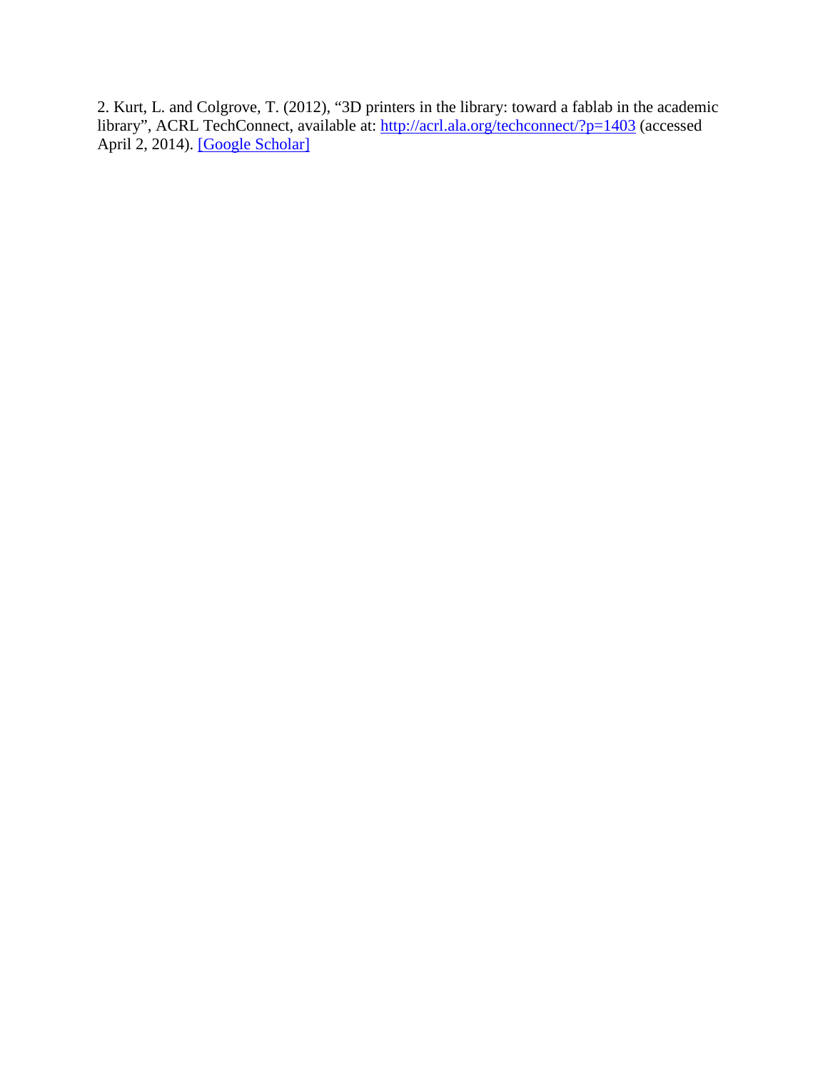2. Kurt, L. and Colgrove, T. (2012), “3D printers in the library: toward a fablab in the academic library”, ACRL TechConnect, available at: [http://acrl.ala.org/techconnect/?p=1403](http://acrl.ala.org/techconnect/?p=1403) (accessed April 2, 2014). [Google Scholar]